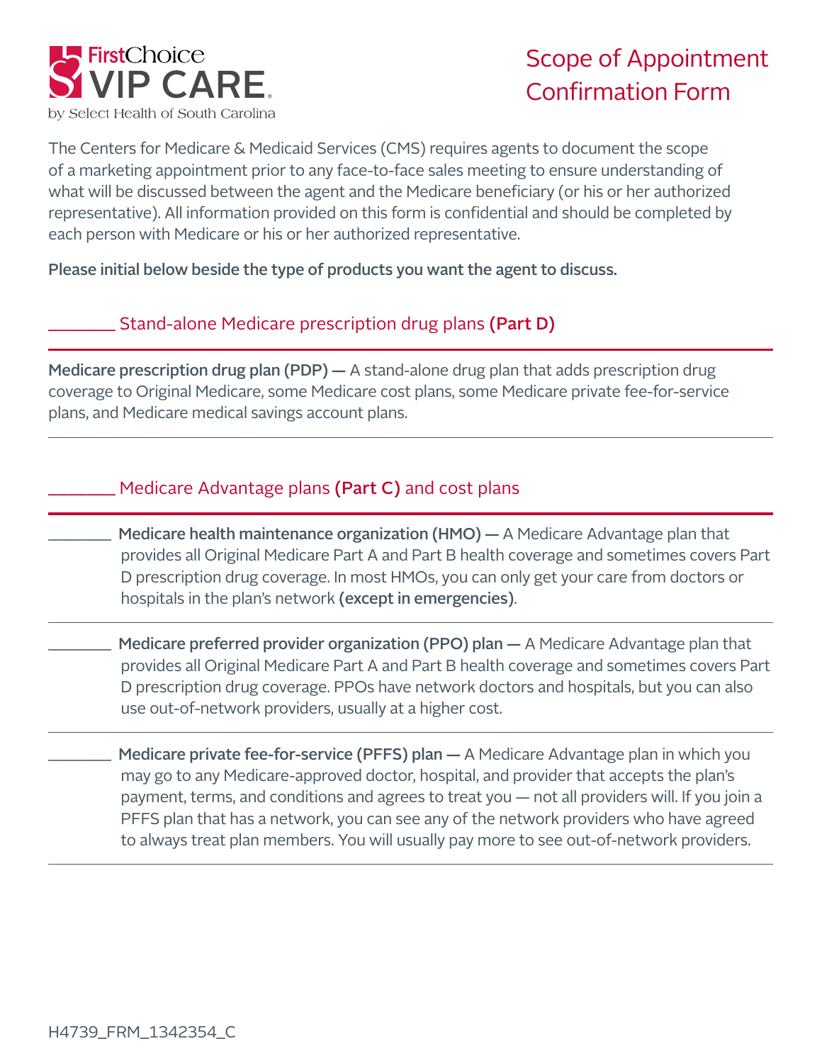FirstChoice VIP CARE
by Select Health of South Carolina

# Scope of Appointment Confirmation Form

The Centers for Medicare & Medicaid Services (CMS) requires agents to document the scope of a marketing appointment prior to any face-to-face sales meeting to ensure understanding of what will be discussed between the agent and the Medicare beneficiary (or his or her authorized representative). All information provided on this form is confidential and should be completed by each person with Medicare or his or her authorized representative.

**Please initial below beside the type of products you want the agent to discuss.**

## _______ Stand-alone Medicare prescription drug plans **(Part D)**

**Medicare prescription drug plan (PDP) —** A stand-alone drug plan that adds prescription drug coverage to Original Medicare, some Medicare cost plans, some Medicare private fee-for-service plans, and Medicare medical savings account plans.

## _______ Medicare Advantage plans **(Part C)** and cost plans

_______ **Medicare health maintenance organization (HMO) —** A Medicare Advantage plan that provides all Original Medicare Part A and Part B health coverage and sometimes covers Part D prescription drug coverage. In most HMOs, you can only get your care from doctors or hospitals in the plan's network **(except in emergencies)**.

_______ **Medicare preferred provider organization (PPO) plan —** A Medicare Advantage plan that provides all Original Medicare Part A and Part B health coverage and sometimes covers Part D prescription drug coverage. PPOs have network doctors and hospitals, but you can also use out-of-network providers, usually at a higher cost.

_______ **Medicare private fee-for-service (PFFS) plan —** A Medicare Advantage plan in which you may go to any Medicare-approved doctor, hospital, and provider that accepts the plan's payment, terms, and conditions and agrees to treat you — not all providers will. If you join a PFFS plan that has a network, you can see any of the network providers who have agreed to always treat plan members. You will usually pay more to see out-of-network providers.

H4739_FRM_1342354_C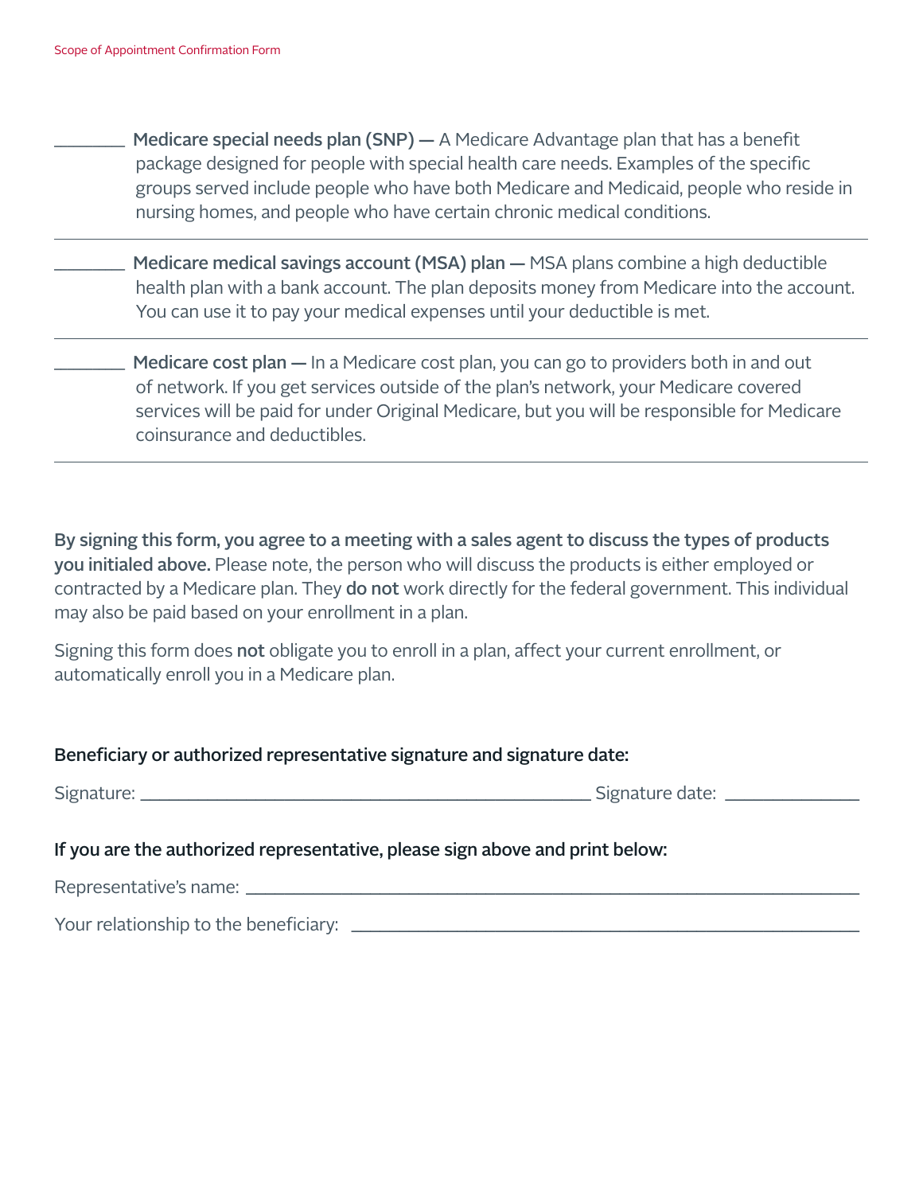________ **Medicare special needs plan (SNP) —** A Medicare Advantage plan that has a benefit package designed for people with special health care needs. Examples of the specific groups served include people who have both Medicare and Medicaid, people who reside in nursing homes, and people who have certain chronic medical conditions.

________ **Medicare medical savings account (MSA) plan —** MSA plans combine a high deductible health plan with a bank account. The plan deposits money from Medicare into the account. You can use it to pay your medical expenses until your deductible is met.

________ **Medicare cost plan —** In a Medicare cost plan, you can go to providers both in and out of network. If you get services outside of the plan's network, your Medicare covered services will be paid for under Original Medicare, but you will be responsible for Medicare coinsurance and deductibles.

**By signing this form, you agree to a meeting with a sales agent to discuss the types of products you initialed above.** Please note, the person who will discuss the products is either employed or contracted by a Medicare plan. They **do not** work directly for the federal government. This individual may also be paid based on your enrollment in a plan.

Signing this form does **not** obligate you to enroll in a plan, affect your current enrollment, or automatically enroll you in a Medicare plan.

**Beneficiary or authorized representative signature and signature date:**

Signature: ______________________________ Signature date: ______________

**If you are the authorized representative, please sign above and print below:**

Representative's name: ______________________________

Your relationship to the beneficiary: ______________________________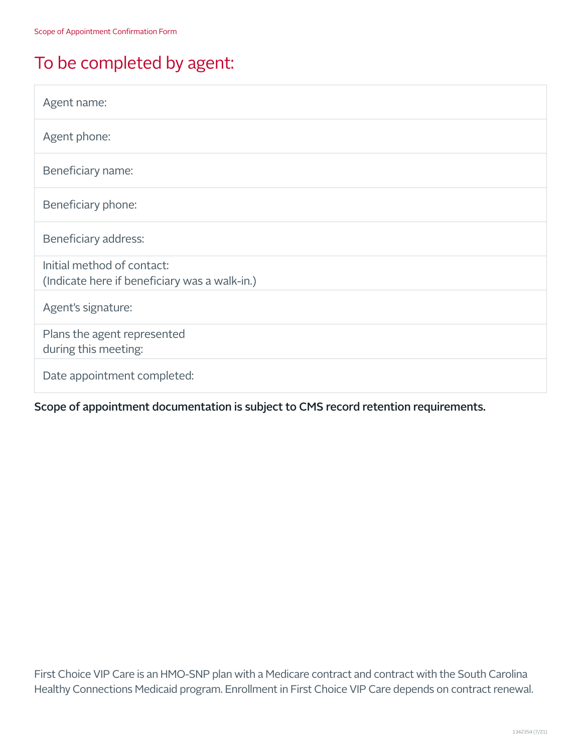Scope of Appointment Confirmation Form

# To be completed by agent:

| | |
|---|---|
| Agent name: | |
| Agent phone: | |
| Beneficiary name: | |
| Beneficiary phone: | |
| Beneficiary address: | |
| Initial method of contact: (Indicate here if beneficiary was a walk-in.) | |
| Agent's signature: | |
| Plans the agent represented during this meeting: | |
| Date appointment completed: | |

**Scope of appointment documentation is subject to CMS record retention requirements.**

First Choice VIP Care is an HMO-SNP plan with a Medicare contract and contract with the South Carolina Healthy Connections Medicaid program. Enrollment in First Choice VIP Care depends on contract renewal.

1342354 (7/21)